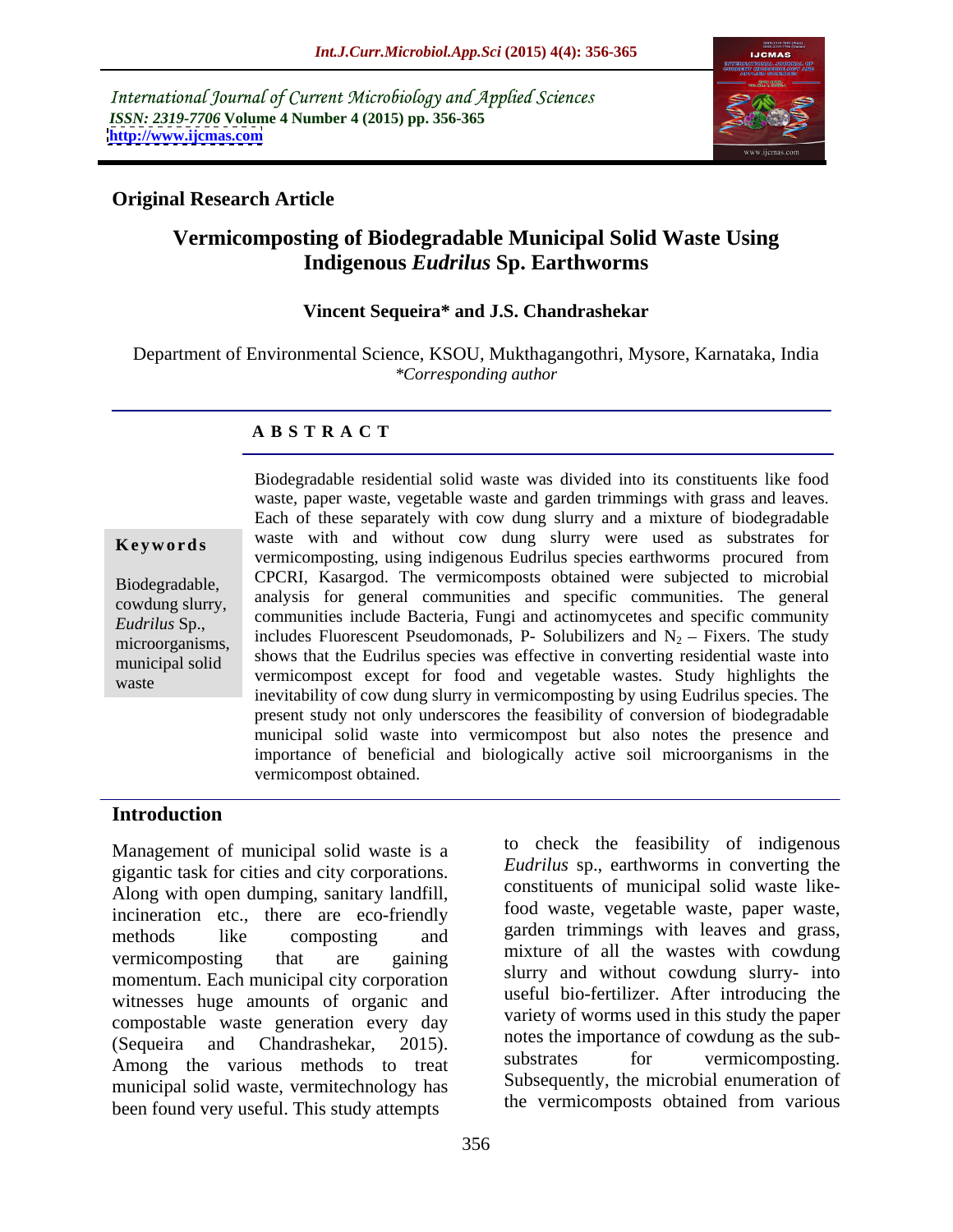International Journal of Current Microbiology and Applied Sciences
*ISSN: 2319-7706* **Volume 4 Number 4 (2015) pp. 356-365**
**http://www.ijcmas.com**

**Original Research Article**

# Vermicomposting of Biodegradable Municipal Solid Waste Using Indigenous *Eudrilus* Sp. Earthworms

**Vincent Sequeira\* and J.S. Chandrashekar**

Department of Environmental Science, KSOU, Mukthagangothri, Mysore, Karnataka, India
*\*Corresponding author*

## A B S T R A C T

**Keywords**

Biodegradable, cowdung slurry, *Eudrilus* Sp., microorganisms, municipal solid waste

Biodegradable residential solid waste was divided into its constituents like food waste, paper waste, vegetable waste and garden trimmings with grass and leaves. Each of these separately with cow dung slurry and a mixture of biodegradable waste with and without cow dung slurry were used as substrates for vermicomposting, using indigenous Eudrilus species earthworms procured from CPCRI, Kasargod. The vermicomposts obtained were subjected to microbial analysis for general communities and specific communities. The general communities include Bacteria, Fungi and actinomycetes and specific community includes Fluorescent Pseudomonads, P- Solubilizers and $N_2$ – Fixers. The study shows that the Eudrilus species was effective in converting residential waste into vermicompost except for food and vegetable wastes. Study highlights the inevitability of cow dung slurry in vermicomposting by using Eudrilus species. The present study not only underscores the feasibility of conversion of biodegradable municipal solid waste into vermicompost but also notes the presence and importance of beneficial and biologically active soil microorganisms in the vermicompost obtained.

## Introduction

Management of municipal solid waste is a gigantic task for cities and city corporations. Along with open dumping, sanitary landfill, incineration etc., there are eco-friendly methods like composting and vermicomposting that are gaining momentum. Each municipal city corporation witnesses huge amounts of organic and compostable waste generation every day (Sequeira and Chandrashekar, 2015). Among the various methods to treat municipal solid waste, vermitechnology has been found very useful. This study attempts to check the feasibility of indigenous *Eudrilus* sp., earthworms in converting the constituents of municipal solid waste like- food waste, vegetable waste, paper waste, garden trimmings with leaves and grass, mixture of all the wastes with cowdung slurry and without cowdung slurry- into useful bio-fertilizer. After introducing the variety of worms used in this study the paper notes the importance of cowdung as the sub-substrates for vermicomposting. Subsequently, the microbial enumeration of the vermicomposts obtained from various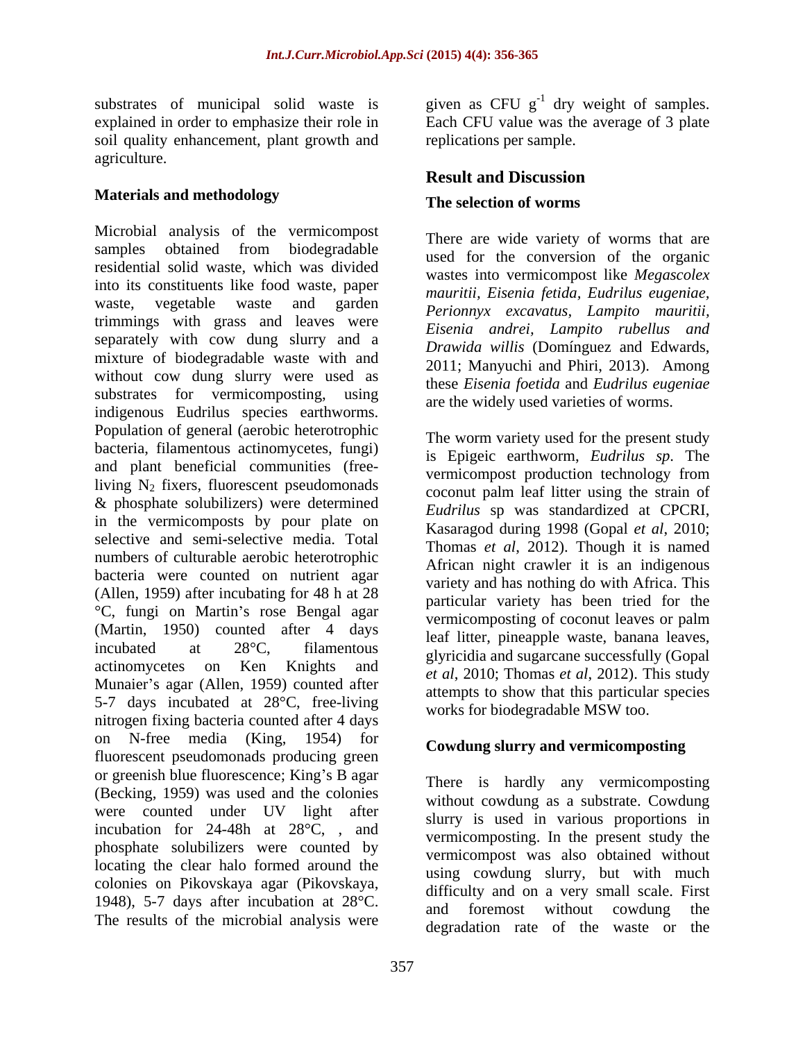substrates of municipal solid waste is explained in order to emphasize their role in soil quality enhancement, plant growth and agriculture.

## Materials and methodology

Microbial analysis of the vermicompost samples obtained from biodegradable residential solid waste, which was divided into its constituents like food waste, paper waste, vegetable waste and garden trimmings with grass and leaves were separately with cow dung slurry and a mixture of biodegradable waste with and without cow dung slurry were used as substrates for vermicomposting, using indigenous Eudrilus species earthworms. Population of general (aerobic heterotrophic bacteria, filamentous actinomycetes, fungi) and plant beneficial communities (free-living $N_2$ fixers, fluorescent pseudomonads & phosphate solubilizers) were determined in the vermicomposts by pour plate on selective and semi-selective media. Total numbers of culturable aerobic heterotrophic bacteria were counted on nutrient agar (Allen, 1959) after incubating for 48 h at 28 °C, fungi on Martin's rose Bengal agar (Martin, 1950) counted after 4 days incubated at 28°C, filamentous actinomycetes on Ken Knights and Munaier's agar (Allen, 1959) counted after 5-7 days incubated at 28°C, free-living nitrogen fixing bacteria counted after 4 days on N-free media (King, 1954) for fluorescent pseudomonads producing green or greenish blue fluorescence; King's B agar (Becking, 1959) was used and the colonies were counted under UV light after incubation for 24-48h at 28°C, , and phosphate solubilizers were counted by locating the clear halo formed around the colonies on Pikovskaya agar (Pikovskaya, 1948), 5-7 days after incubation at 28°C. The results of the microbial analysis were given as CFU $g^{-1}$ dry weight of samples. Each CFU value was the average of 3 plate replications per sample.

## Result and Discussion

### The selection of worms

There are wide variety of worms that are used for the conversion of the organic wastes into vermicompost like *Megascolex mauritii, Eisenia fetida, Eudrilus eugeniae, Perionnyx excavatus, Lampito mauritii, Eisenia andrei, Lampito rubellus and Drawida willis* (Domínguez and Edwards, 2011; Manyuchi and Phiri, 2013). Among these *Eisenia foetida* and *Eudrilus eugeniae* are the widely used varieties of worms.

The worm variety used for the present study is Epigeic earthworm, *Eudrilus sp*. The vermicompost production technology from coconut palm leaf litter using the strain of *Eudrilus* sp was standardized at CPCRI, Kasaragod during 1998 (Gopal *et al*, 2010; Thomas *et al*, 2012). Though it is named African night crawler it is an indigenous variety and has nothing do with Africa. This particular variety has been tried for the vermicomposting of coconut leaves or palm leaf litter, pineapple waste, banana leaves, glyricidia and sugarcane successfully (Gopal *et al*, 2010; Thomas *et al*, 2012). This study attempts to show that this particular species works for biodegradable MSW too.

### Cowdung slurry and vermicomposting

There is hardly any vermicomposting without cowdung as a substrate. Cowdung slurry is used in various proportions in vermicomposting. In the present study the vermicompost was also obtained without using cowdung slurry, but with much difficulty and on a very small scale. First and foremost without cowdung the degradation rate of the waste or the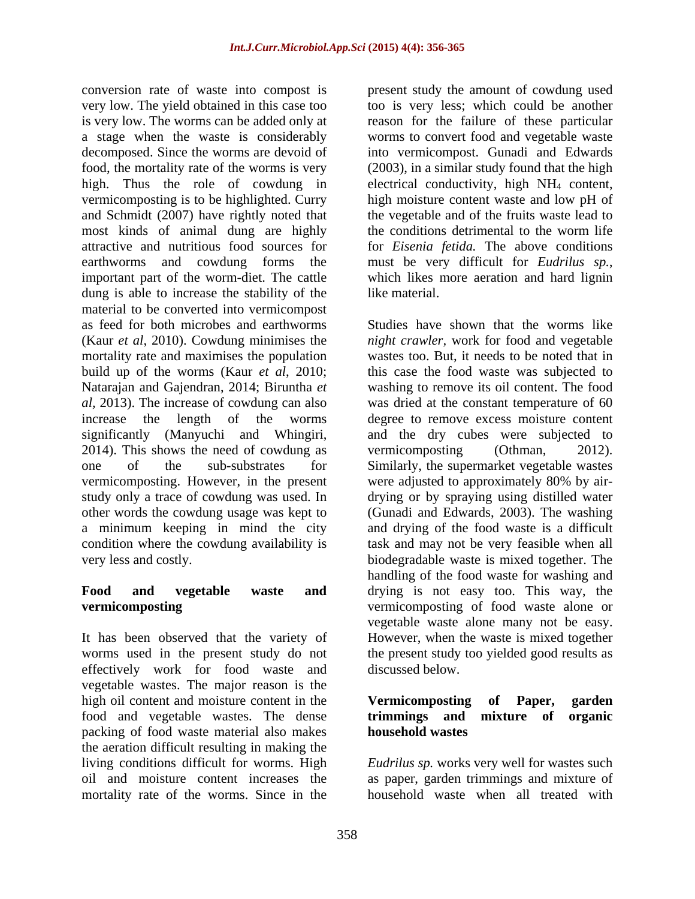conversion rate of waste into compost is very low. The yield obtained in this case too is very low. The worms can be added only at a stage when the waste is considerably decomposed. Since the worms are devoid of food, the mortality rate of the worms is very high. Thus the role of cowdung in vermicomposting is to be highlighted. Curry and Schmidt (2007) have rightly noted that most kinds of animal dung are highly attractive and nutritious food sources for earthworms and cowdung forms the important part of the worm-diet. The cattle dung is able to increase the stability of the material to be converted into vermicompost as feed for both microbes and earthworms (Kaur *et al*, 2010). Cowdung minimises the mortality rate and maximises the population build up of the worms (Kaur *et al*, 2010; Natarajan and Gajendran, 2014; Biruntha *et al*, 2013). The increase of cowdung can also increase the length of the worms significantly (Manyuchi and Whingiri, 2014). This shows the need of cowdung as one of the sub-substrates for vermicomposting. However, in the present study only a trace of cowdung was used. In other words the cowdung usage was kept to a minimum keeping in mind the city condition where the cowdung availability is very less and costly.

**Food and vegetable waste and vermicomposting**

It has been observed that the variety of worms used in the present study do not effectively work for food waste and vegetable wastes. The major reason is the high oil content and moisture content in the food and vegetable wastes. The dense packing of food waste material also makes the aeration difficult resulting in making the living conditions difficult for worms. High oil and moisture content increases the mortality rate of the worms. Since in the present study the amount of cowdung used too is very less; which could be another reason for the failure of these particular worms to convert food and vegetable waste into vermicompost. Gunadi and Edwards (2003), in a similar study found that the high electrical conductivity, high $NH_4$ content, high moisture content waste and low pH of the vegetable and of the fruits waste lead to the conditions detrimental to the worm life for *Eisenia fetida.* The above conditions must be very difficult for *Eudrilus sp.*, which likes more aeration and hard lignin like material.

Studies have shown that the worms like *night crawler*, work for food and vegetable wastes too. But, it needs to be noted that in this case the food waste was subjected to washing to remove its oil content. The food was dried at the constant temperature of 60 degree to remove excess moisture content and the dry cubes were subjected to vermicomposting (Othman, 2012). Similarly, the supermarket vegetable wastes were adjusted to approximately 80% by air-drying or by spraying using distilled water (Gunadi and Edwards, 2003). The washing and drying of the food waste is a difficult task and may not be very feasible when all biodegradable waste is mixed together. The handling of the food waste for washing and drying is not easy too. This way, the vermicomposting of food waste alone or vegetable waste alone many not be easy. However, when the waste is mixed together the present study too yielded good results as discussed below.

**Vermicomposting of Paper, garden trimmings and mixture of organic household wastes**

*Eudrilus sp.* works very well for wastes such as paper, garden trimmings and mixture of household waste when all treated with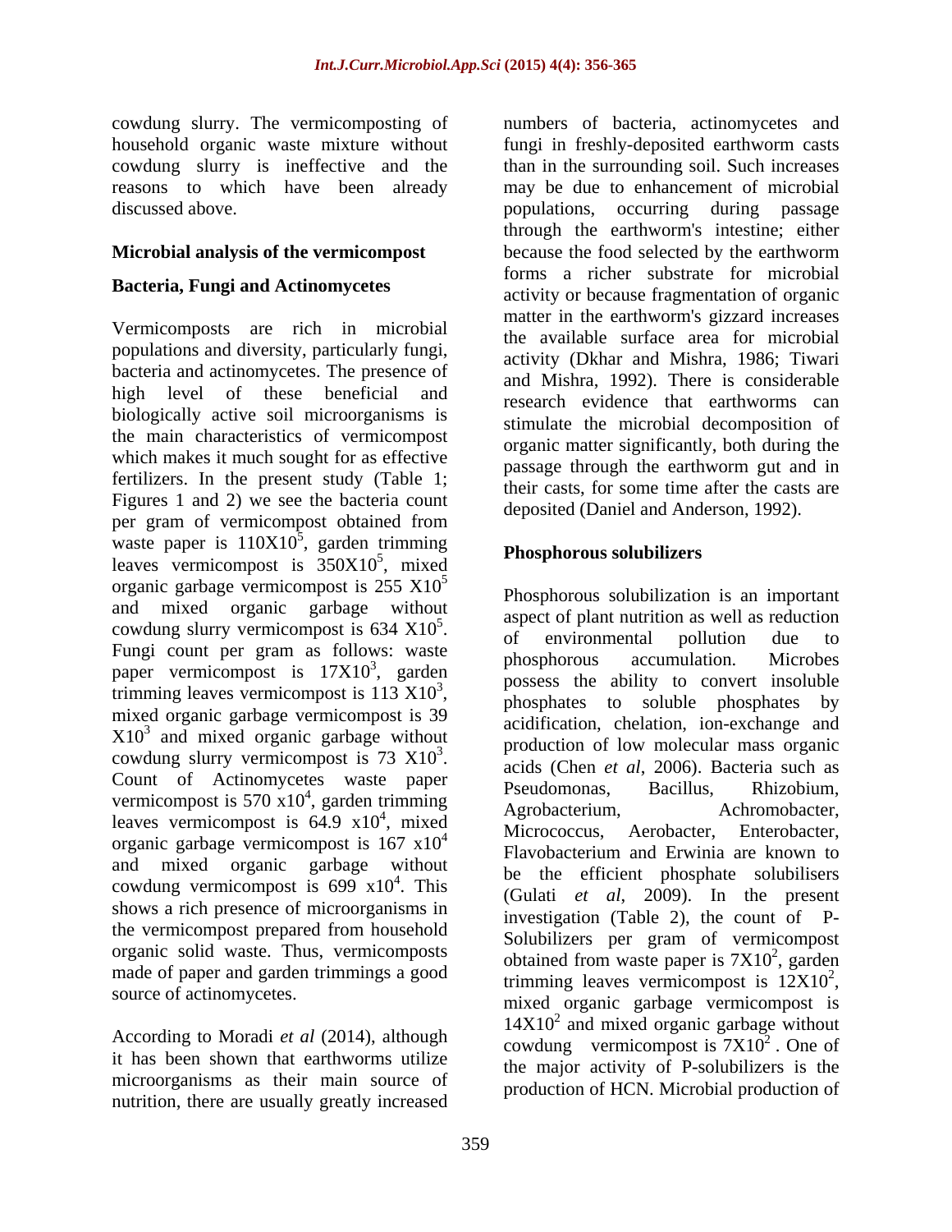cowdung slurry. The vermicomposting of household organic waste mixture without cowdung slurry is ineffective and the reasons to which have been already discussed above.

## Microbial analysis of the vermicompost

### Bacteria, Fungi and Actinomycetes

Vermicomposts are rich in microbial populations and diversity, particularly fungi, bacteria and actinomycetes. The presence of high level of these beneficial and biologically active soil microorganisms is the main characteristics of vermicompost which makes it much sought for as effective fertilizers. In the present study (Table 1; Figures 1 and 2) we see the bacteria count per gram of vermicompost obtained from waste paper is $110X10^5$, garden trimming leaves vermicompost is $350X10^5$, mixed organic garbage vermicompost is 255 $X10^5$ and mixed organic garbage without cowdung slurry vermicompost is 634 $X10^5$. Fungi count per gram as follows: waste paper vermicompost is $17X10^3$, garden trimming leaves vermicompost is 113 $X10^3$, mixed organic garbage vermicompost is 39 $X10^3$ and mixed organic garbage without cowdung slurry vermicompost is 73 $X10^3$. Count of Actinomycetes waste paper vermicompost is 570 $x10^4$, garden trimming leaves vermicompost is 64.9 $x10^4$, mixed organic garbage vermicompost is 167 $x10^4$ and mixed organic garbage without cowdung vermicompost is 699 $x10^4$. This shows a rich presence of microorganisms in the vermicompost prepared from household organic solid waste. Thus, vermicomposts made of paper and garden trimmings a good source of actinomycetes.

According to Moradi *et al* (2014), although it has been shown that earthworms utilize microorganisms as their main source of nutrition, there are usually greatly increased numbers of bacteria, actinomycetes and fungi in freshly-deposited earthworm casts than in the surrounding soil. Such increases may be due to enhancement of microbial populations, occurring during passage through the earthworm's intestine; either because the food selected by the earthworm forms a richer substrate for microbial activity or because fragmentation of organic matter in the earthworm's gizzard increases the available surface area for microbial activity (Dkhar and Mishra, 1986; Tiwari and Mishra, 1992). There is considerable research evidence that earthworms can stimulate the microbial decomposition of organic matter significantly, both during the passage through the earthworm gut and in their casts, for some time after the casts are deposited (Daniel and Anderson, 1992).

### Phosphorous solubilizers

Phosphorous solubilization is an important aspect of plant nutrition as well as reduction of environmental pollution due to phosphorous accumulation. Microbes possess the ability to convert insoluble phosphates to soluble phosphates by acidification, chelation, ion-exchange and production of low molecular mass organic acids (Chen *et al*, 2006). Bacteria such as Pseudomonas, Bacillus, Rhizobium, Agrobacterium, Achromobacter, Micrococcus, Aerobacter, Enterobacter, Flavobacterium and Erwinia are known to be the efficient phosphate solubilisers (Gulati *et al*, 2009). In the present investigation (Table 2), the count of P-Solubilizers per gram of vermicompost obtained from waste paper is $7X10^2$, garden trimming leaves vermicompost is $12X10^2$, mixed organic garbage vermicompost is $14X10^2$ and mixed organic garbage without cowdung vermicompost is $7X10^2$. One of the major activity of P-solubilizers is the production of HCN. Microbial production of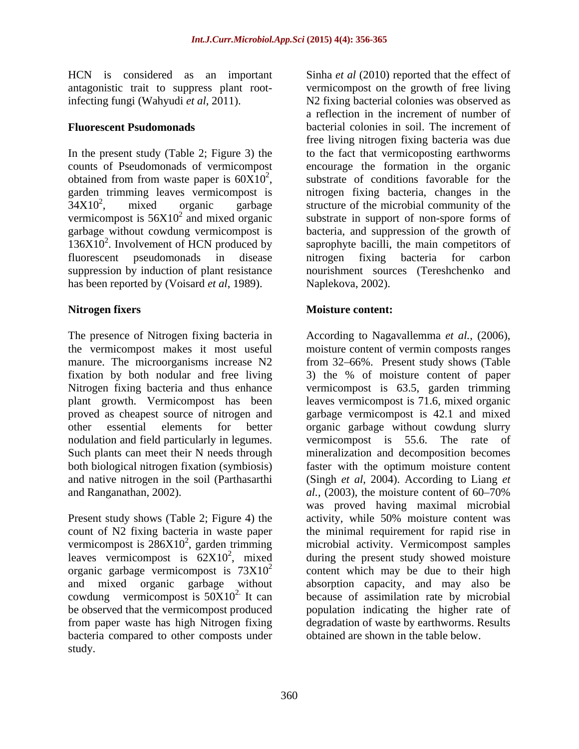HCN is considered as an important antagonistic trait to suppress plant root-infecting fungi (Wahyudi *et al*, 2011).

**Fluorescent Psudomonads**

In the present study (Table 2; Figure 3) the counts of Pseudomonads of vermicompost obtained from from waste paper is $60X10^2$, garden trimming leaves vermicompost is $34X10^2$, mixed organic garbage vermicompost is $56X10^2$ and mixed organic garbage without cowdung vermicompost is $136X10^2$. Involvement of HCN produced by fluorescent pseudomonads in disease suppression by induction of plant resistance has been reported by (Voisard *et al*, 1989).

**Nitrogen fixers**

The presence of Nitrogen fixing bacteria in the vermicompost makes it most useful manure. The microorganisms increase N2 fixation by both nodular and free living Nitrogen fixing bacteria and thus enhance plant growth. Vermicompost has been proved as cheapest source of nitrogen and other essential elements for better nodulation and field particularly in legumes. Such plants can meet their N needs through both biological nitrogen fixation (symbiosis) and native nitrogen in the soil (Parthasarthi and Ranganathan, 2002).

Present study shows (Table 2; Figure 4) the count of N2 fixing bacteria in waste paper vermicompost is $286X10^2$, garden trimming leaves vermicompost is $62X10^2$, mixed organic garbage vermicompost is $73X10^2$ and mixed organic garbage without cowdung vermicompost is $50X10^2$. It can be observed that the vermicompost produced from paper waste has high Nitrogen fixing bacteria compared to other composts under study.

Sinha *et al* (2010) reported that the effect of vermicompost on the growth of free living N2 fixing bacterial colonies was observed as a reflection in the increment of number of bacterial colonies in soil. The increment of free living nitrogen fixing bacteria was due to the fact that vermicoposting earthworms encourage the formation in the organic substrate of conditions favorable for the nitrogen fixing bacteria, changes in the structure of the microbial community of the substrate in support of non-spore forms of bacteria, and suppression of the growth of saprophyte bacilli, the main competitors of nitrogen fixing bacteria for carbon nourishment sources (Tereshchenko and Naplekova, 2002).

**Moisture content:**

According to Nagavallemma *et al.,* (2006), moisture content of vermin composts ranges from 32–66%. Present study shows (Table 3) the % of moisture content of paper vermicompost is 63.5, garden trimming leaves vermicompost is 71.6, mixed organic garbage vermicompost is 42.1 and mixed organic garbage without cowdung slurry vermicompost is 55.6. The rate of mineralization and decomposition becomes faster with the optimum moisture content (Singh *et al*, 2004). According to Liang *et al.,* (2003), the moisture content of 60–70% was proved having maximal microbial activity, while 50% moisture content was the minimal requirement for rapid rise in microbial activity. Vermicompost samples during the present study showed moisture content which may be due to their high absorption capacity, and may also be because of assimilation rate by microbial population indicating the higher rate of degradation of waste by earthworms. Results obtained are shown in the table below.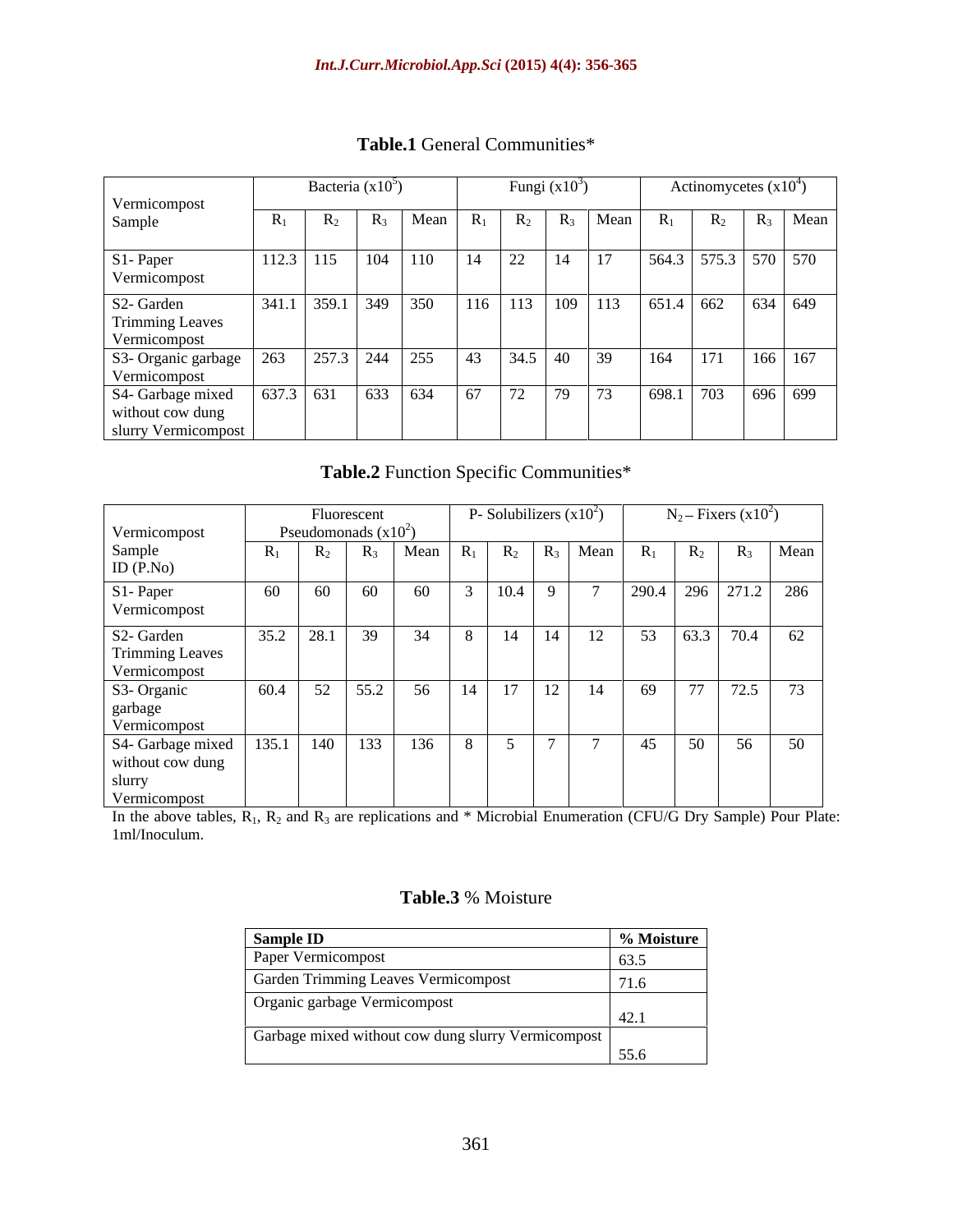**Table.1** General Communities*

| Vermicompost Sample | Bacteria ($x10^5$) | | | | Fungi ($x10^3$) | | | | Actinomycetes ($x10^4$) | | | |
|---|---|---|---|---|---|---|---|---|---|---|---|---|
| | $R_1$ | $R_2$ | $R_3$ | Mean | $R_1$ | $R_2$ | $R_3$ | Mean | $R_1$ | $R_2$ | $R_3$ | Mean |
| S1- Paper Vermicompost | 112.3 | 115 | 104 | 110 | 14 | 22 | 14 | 17 | 564.3 | 575.3 | 570 | 570 |
| S2- Garden Trimming Leaves Vermicompost | 341.1 | 359.1 | 349 | 350 | 116 | 113 | 109 | 113 | 651.4 | 662 | 634 | 649 |
| S3- Organic garbage Vermicompost | 263 | 257.3 | 244 | 255 | 43 | 34.5 | 40 | 39 | 164 | 171 | 166 | 167 |
| S4- Garbage mixed without cow dung slurry Vermicompost | 637.3 | 631 | 633 | 634 | 67 | 72 | 79 | 73 | 698.1 | 703 | 696 | 699 |

**Table.2** Function Specific Communities*

| Vermicompost Sample ID (P.No) | Fluorescent Pseudomonads ($x10^2$) | | | | P- Solubilizers ($x10^2$) | | | | $N_2$ – Fixers ($x10^2$) | | | |
|---|---|---|---|---|---|---|---|---|---|---|---|---|
| | $R_1$ | $R_2$ | $R_3$ | Mean | $R_1$ | $R_2$ | $R_3$ | Mean | $R_1$ | $R_2$ | $R_3$ | Mean |
| S1- Paper Vermicompost | 60 | 60 | 60 | 60 | 3 | 10.4 | 9 | 7 | 290.4 | 296 | 271.2 | 286 |
| S2- Garden Trimming Leaves Vermicompost | 35.2 | 28.1 | 39 | 34 | 8 | 14 | 14 | 12 | 53 | 63.3 | 70.4 | 62 |
| S3- Organic garbage Vermicompost | 60.4 | 52 | 55.2 | 56 | 14 | 17 | 12 | 14 | 69 | 77 | 72.5 | 73 |
| S4- Garbage mixed without cow dung slurry Vermicompost | 135.1 | 140 | 133 | 136 | 8 | 5 | 7 | 7 | 45 | 50 | 56 | 50 |

In the above tables, $R_1$, $R_2$ and $R_3$ are replications and * Microbial Enumeration (CFU/G Dry Sample) Pour Plate: 1ml/Inoculum.

**Table.3** % Moisture

| Sample ID | % Moisture |
|---|---|
| Paper Vermicompost | 63.5 |
| Garden Trimming Leaves Vermicompost | 71.6 |
| Organic garbage Vermicompost | 42.1 |
| Garbage mixed without cow dung slurry Vermicompost | 55.6 |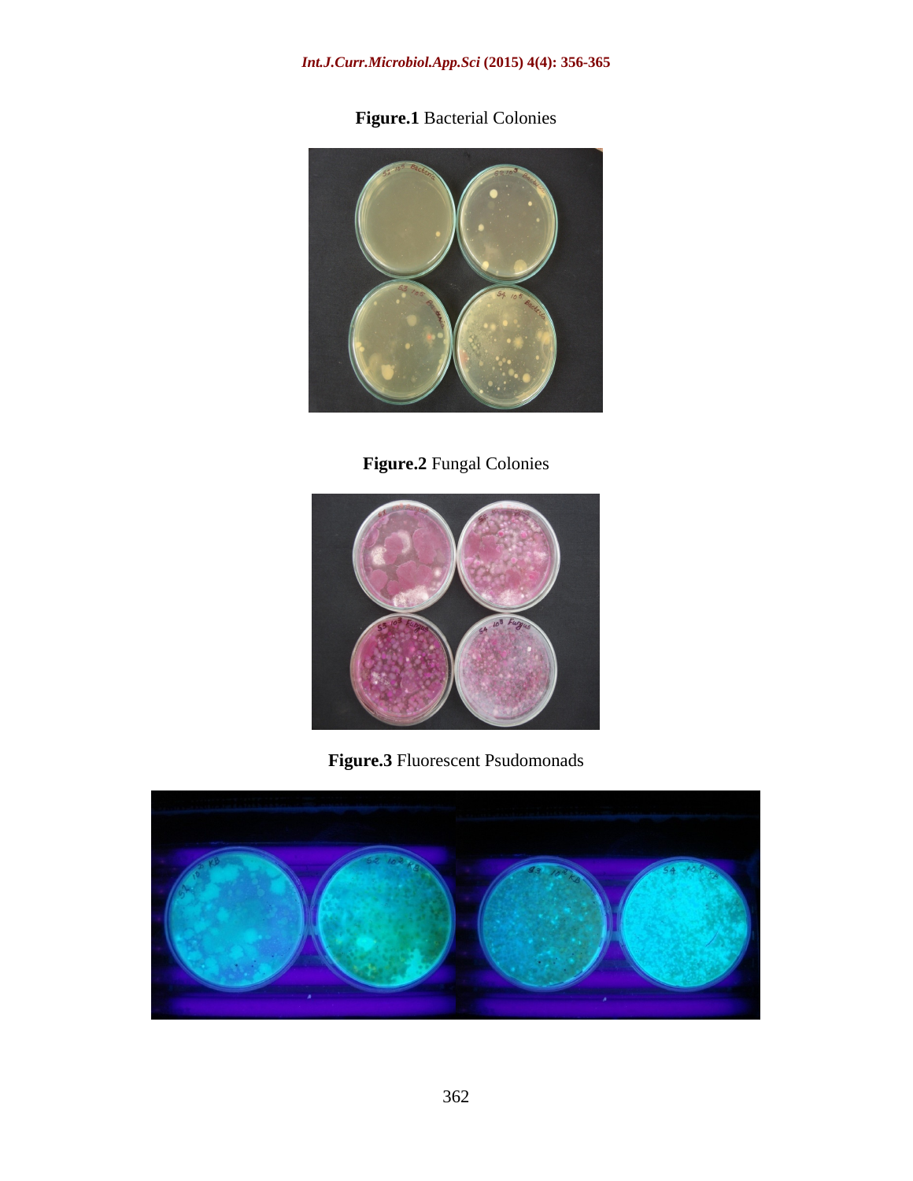**Figure.1** Bacterial Colonies

**Figure.2** Fungal Colonies

**Figure.3** Fluorescent Psudomonads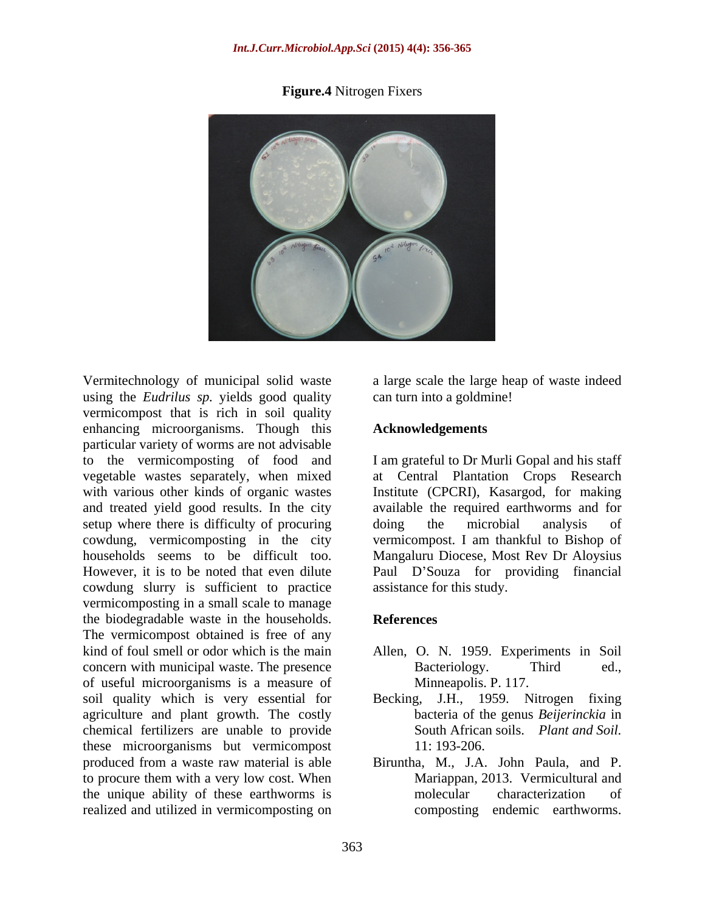**Figure.4** Nitrogen Fixers

Vermitechnology of municipal solid waste using the *Eudrilus sp.* yields good quality vermicompost that is rich in soil quality enhancing microorganisms. Though this particular variety of worms are not advisable to the vermicomposting of food and vegetable wastes separately, when mixed with various other kinds of organic wastes and treated yield good results. In the city setup where there is difficulty of procuring cowdung, vermicomposting in the city households seems to be difficult too. However, it is to be noted that even dilute cowdung slurry is sufficient to practice vermicomposting in a small scale to manage the biodegradable waste in the households. The vermicompost obtained is free of any kind of foul smell or odor which is the main concern with municipal waste. The presence of useful microorganisms is a measure of soil quality which is very essential for agriculture and plant growth. The costly chemical fertilizers are unable to provide these microorganisms but vermicompost produced from a waste raw material is able to procure them with a very low cost. When the unique ability of these earthworms is realized and utilized in vermicomposting on a large scale the large heap of waste indeed can turn into a goldmine!

## Acknowledgements

I am grateful to Dr Murli Gopal and his staff at Central Plantation Crops Research Institute (CPCRI), Kasargod, for making available the required earthworms and for doing the microbial analysis of vermicompost. I am thankful to Bishop of Mangaluru Diocese, Most Rev Dr Aloysius Paul D'Souza for providing financial assistance for this study.

## References

Allen, O. N. 1959. Experiments in Soil Bacteriology. Third ed., Minneapolis. P. 117.

Becking, J.H., 1959. Nitrogen fixing bacteria of the genus *Beijerinckia* in South African soils. *Plant and Soil.* 11: 193-206.

Biruntha, M., J.A. John Paula, and P. Mariappan, 2013. Vermicultural and molecular characterization of composting endemic earthworms.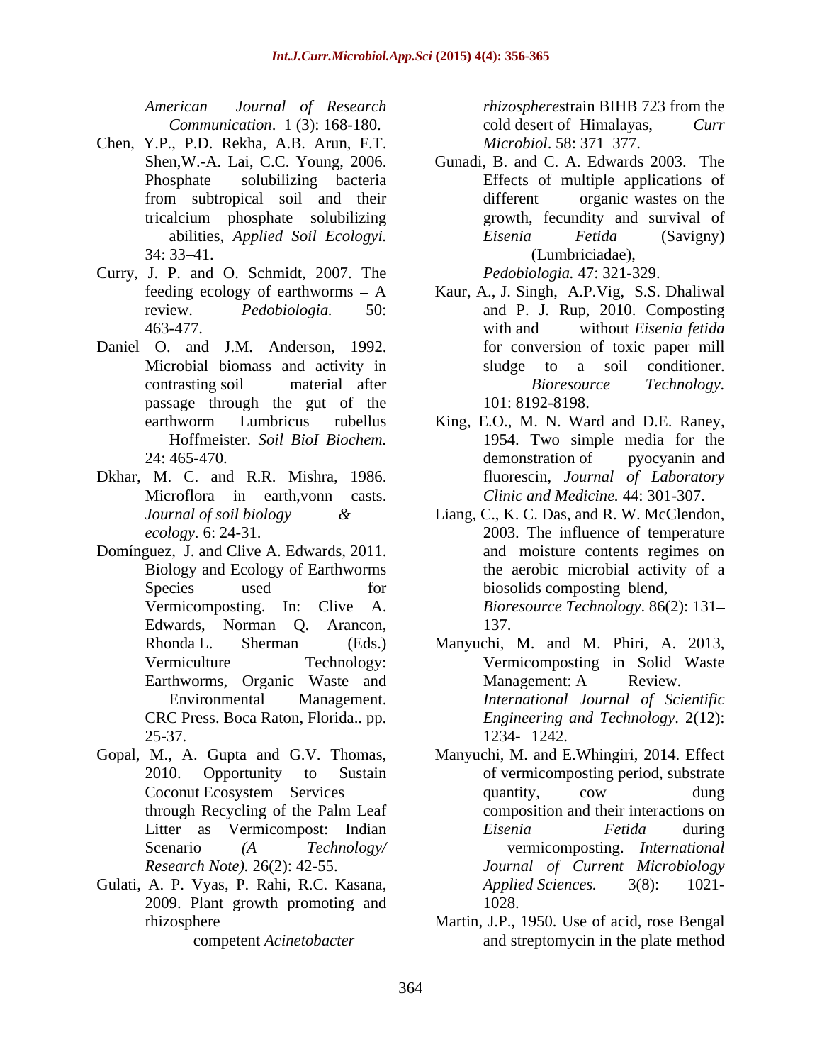*American Journal of Research Communication*. 1 (3): 168-180.

Chen, Y.P., P.D. Rekha, A.B. Arun, F.T. Shen,W.-A. Lai, C.C. Young, 2006. Phosphate solubilizing bacteria from subtropical soil and their tricalcium phosphate solubilizing abilities, *Applied Soil Ecologyi.* 34: 33–41.

Curry, J. P. and O. Schmidt, 2007. The feeding ecology of earthworms – A review. *Pedobiologia.* 50: 463-477.

Daniel O. and J.M. Anderson, 1992. Microbial biomass and activity in contrasting soil material after passage through the gut of the earthworm Lumbricus rubellus Hoffmeister. *Soil BioI Biochem.* 24: 465-470.

Dkhar, M. C. and R.R. Mishra, 1986. Microflora in earth,vonn casts. *Journal of soil biology & ecology*. 6: 24-31.

Domínguez, J. and Clive A. Edwards, 2011. Biology and Ecology of Earthworms Species used for Vermicomposting. In: Clive A. Edwards, Norman Q. Arancon, Rhonda L. Sherman (Eds.) Vermiculture Technology: Earthworms, Organic Waste and Environmental Management. CRC Press. Boca Raton, Florida.. pp. 25-37.

Gopal, M., A. Gupta and G.V. Thomas, 2010. Opportunity to Sustain Coconut Ecosystem Services through Recycling of the Palm Leaf Litter as Vermicompost: Indian Scenario *(A Technology/ Research Note).* 26(2): 42-55.

Gulati, A. P. Vyas, P. Rahi, R.C. Kasana, 2009. Plant growth promoting and rhizosphere competent *Acinetobacter rhizosphere*strain BIHB 723 from the cold desert of Himalayas, *Curr Microbiol*. 58: 371–377.

Gunadi, B. and C. A. Edwards 2003. The Effects of multiple applications of different organic wastes on the growth, fecundity and survival of *Eisenia Fetida* (Savigny) (Lumbriciadae), *Pedobiologia.* 47: 321-329.

Kaur, A., J. Singh, A.P.Vig, S.S. Dhaliwal and P. J. Rup, 2010. Composting with and without *Eisenia fetida* for conversion of toxic paper mill sludge to a soil conditioner. *Bioresource Technology.* 101: 8192-8198.

King, E.O., M. N. Ward and D.E. Raney, 1954. Two simple media for the demonstration of pyocyanin and fluorescin, *Journal of Laboratory Clinic and Medicine.* 44: 301-307.

Liang, C., K. C. Das, and R. W. McClendon, 2003. The influence of temperature and moisture contents regimes on the aerobic microbial activity of a biosolids composting blend, *Bioresource Technology*. 86(2): 131–137.

Manyuchi, M. and M. Phiri, A. 2013, Vermicomposting in Solid Waste Management: A Review. *International Journal of Scientific Engineering and Technology*. 2(12): 1234- 1242.

Manyuchi, M. and E.Whingiri, 2014. Effect of vermicomposting period, substrate quantity, cow dung composition and their interactions on *Eisenia Fetida* during vermicomposting. *International Journal of Current Microbiology Applied Sciences.* 3(8): 1021-1028.

Martin, J.P., 1950. Use of acid, rose Bengal and streptomycin in the plate method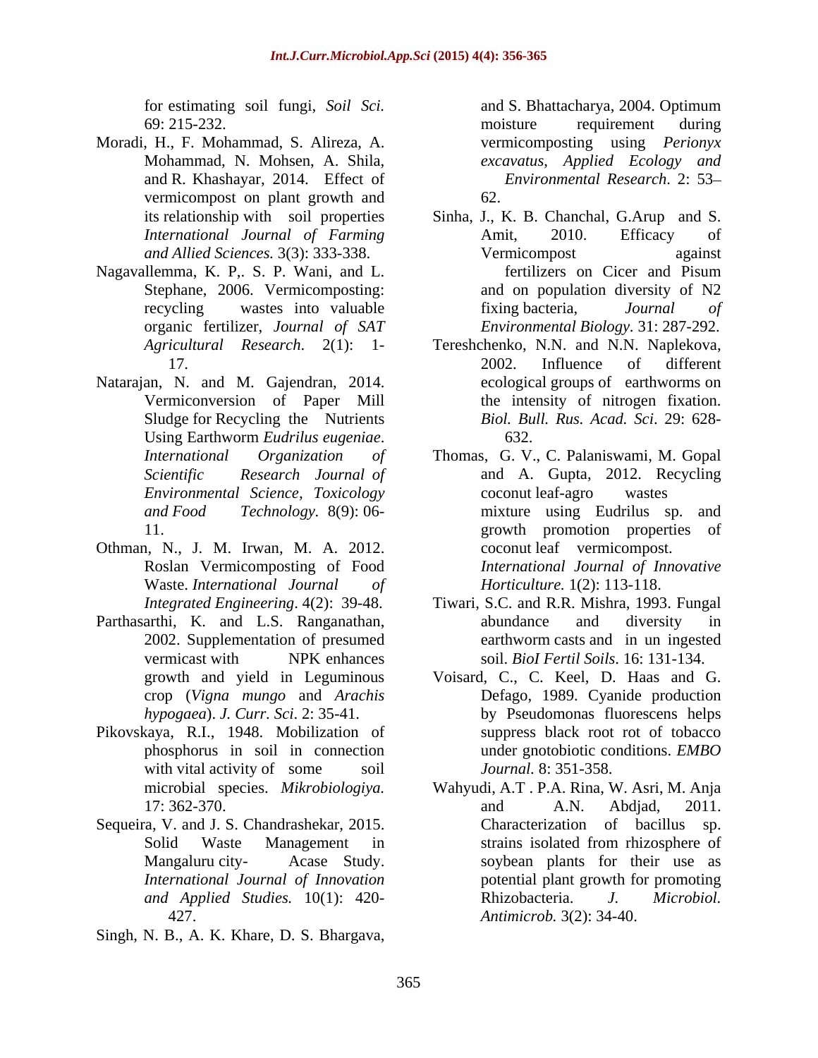for estimating soil fungi, *Soil Sci.* 69: 215-232.

Moradi, H., F. Mohammad, S. Alireza, A. Mohammad, N. Mohsen, A. Shila, and R. Khashayar, 2014. Effect of vermicompost on plant growth and its relationship with soil properties *International Journal of Farming and Allied Sciences.* 3(3): 333-338.

Nagavallemma, K. P,. S. P. Wani, and L. Stephane, 2006. Vermicomposting: recycling wastes into valuable organic fertilizer, *Journal of SAT Agricultural Research*. 2(1): 1-17.

Natarajan, N. and M. Gajendran, 2014. Vermiconversion of Paper Mill Sludge for Recycling the Nutrients Using Earthworm *Eudrilus eugeniae*. *International Organization of Scientific Research Journal of Environmental Science, Toxicology and Food Technology*. 8(9): 06-11.

Othman, N., J. M. Irwan, M. A. 2012. Roslan Vermicomposting of Food Waste. *International Journal of Integrated Engineering*. 4(2): 39-48.

Parthasarthi, K. and L.S. Ranganathan, 2002. Supplementation of presumed vermicast with NPK enhances growth and yield in Leguminous crop (*Vigna mungo* and *Arachis hypogaea*). *J. Curr. Sci*. 2: 35-41.

Pikovskaya, R.I., 1948. Mobilization of phosphorus in soil in connection with vital activity of some soil microbial species. *Mikrobiologiya.* 17: 362-370.

Sequeira, V. and J. S. Chandrashekar, 2015. Solid Waste Management in Mangaluru city- Acase Study. *International Journal of Innovation and Applied Studies.* 10(1): 420-427.

Singh, N. B., A. K. Khare, D. S. Bhargava, and S. Bhattacharya, 2004. Optimum moisture requirement during vermicomposting using *Perionyx excavatus*, *Applied Ecology and Environmental Research*. 2: 53–62.

Sinha, J., K. B. Chanchal, G.Arup and S. Amit, 2010. Efficacy of Vermicompost against fertilizers on Cicer and Pisum and on population diversity of N2 fixing bacteria, *Journal of Environmental Biology*. 31: 287-292.

Tereshchenko, N.N. and N.N. Naplekova, 2002. Influence of different ecological groups of earthworms on the intensity of nitrogen fixation. *Biol. Bull. Rus. Acad. Sci*. 29: 628-632.

Thomas, G. V., C. Palaniswami, M. Gopal and A. Gupta, 2012. Recycling coconut leaf-agro wastes mixture using Eudrilus sp. and growth promotion properties of coconut leaf vermicompost. *International Journal of Innovative Horticulture.* 1(2): 113-118.

Tiwari, S.C. and R.R. Mishra, 1993. Fungal abundance and diversity in earthworm casts and in un ingested soil. *BioI Fertil Soils*. 16: 131-134.

Voisard, C., C. Keel, D. Haas and G. Defago, 1989. Cyanide production by Pseudomonas fluorescens helps suppress black root rot of tobacco under gnotobiotic conditions. *EMBO Journal.* 8: 351-358.

Wahyudi, A.T . P.A. Rina, W. Asri, M. Anja and A.N. Abdjad, 2011. Characterization of bacillus sp. strains isolated from rhizosphere of soybean plants for their use as potential plant growth for promoting Rhizobacteria. *J. Microbiol. Antimicrob.* 3(2): 34-40.